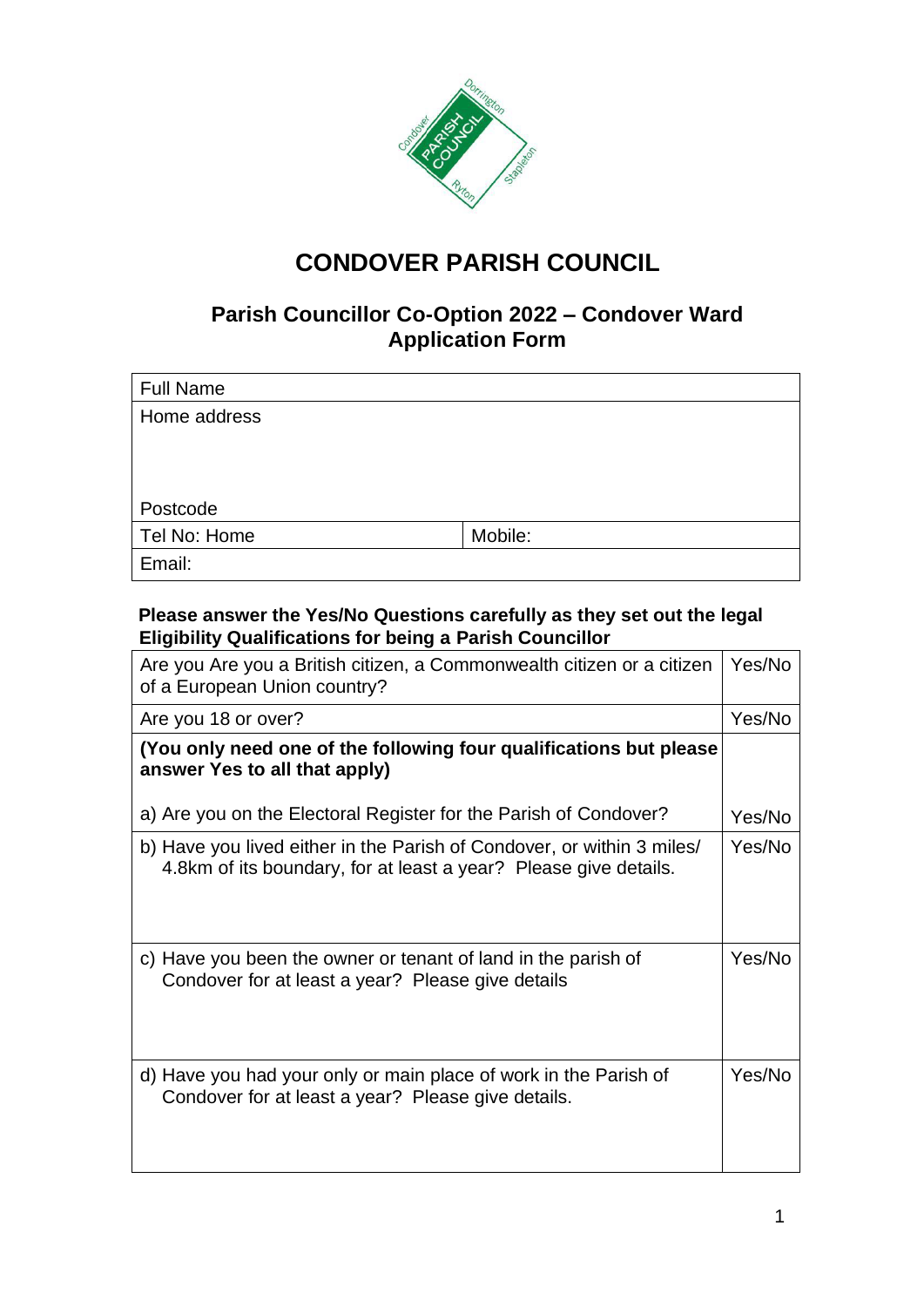# CONDOVER PARISH COUNCIL

## Parish Councillor Co-Option 2022 – Condover Ward Application Form

| Full Name | |
|---|---|
| Home address<br><br><br>Postcode | |
| Tel No: Home | Mobile: |
| Email: | |

**Please answer the Yes/No Questions carefully as they set out the legal Eligibility Qualifications for being a Parish Councillor**

| | |
|---|---|
| Are you Are you a British citizen, a Commonwealth citizen or a citizen of a European Union country? | Yes/No |
| Are you 18 or over? | Yes/No |
| **(You only need one of the following four qualifications but please answer Yes to all that apply)**<br><br>a) Are you on the Electoral Register for the Parish of Condover? | Yes/No |
| b) Have you lived either in the Parish of Condover, or within 3 miles/ 4.8km of its boundary, for at least a year? Please give details. | Yes/No |
| c) Have you been the owner or tenant of land in the parish of Condover for at least a year? Please give details | Yes/No |
| d) Have you had your only or main place of work in the Parish of Condover for at least a year? Please give details. | Yes/No |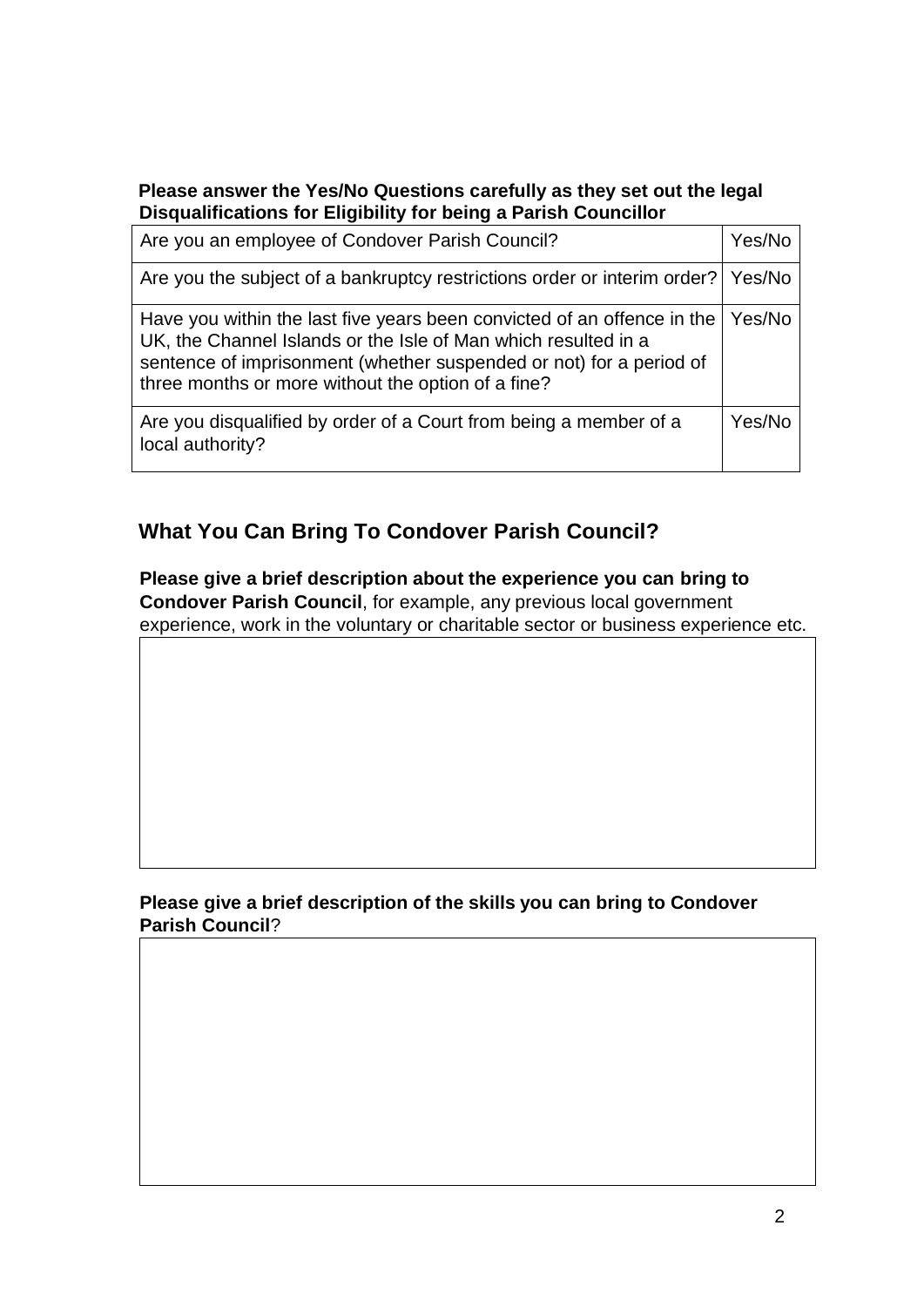**Please answer the Yes/No Questions carefully as they set out the legal Disqualifications for Eligibility for being a Parish Councillor**

| Question | Answer |
|---|---|
| Are you an employee of Condover Parish Council? | Yes/No |
| Are you the subject of a bankruptcy restrictions order or interim order? | Yes/No |
| Have you within the last five years been convicted of an offence in the UK, the Channel Islands or the Isle of Man which resulted in a sentence of imprisonment (whether suspended or not) for a period of three months or more without the option of a fine? | Yes/No |
| Are you disqualified by order of a Court from being a member of a local authority? | Yes/No |

## What You Can Bring To Condover Parish Council?

**Please give a brief description about the experience you can bring to Condover Parish Council**, for example, any previous local government experience, work in the voluntary or charitable sector or business experience etc.

**Please give a brief description of the skills you can bring to Condover Parish Council**?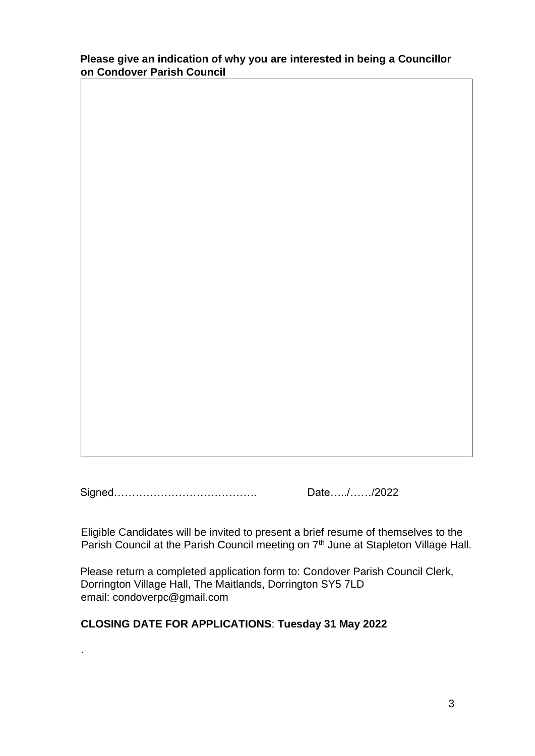**Please give an indication of why you are interested in being a Councillor on Condover Parish Council**

| |
|---|
| |

Signed…………………………………. Date…../……/2022

Eligible Candidates will be invited to present a brief resume of themselves to the Parish Council at the Parish Council meeting on 7th June at Stapleton Village Hall.

Please return a completed application form to: Condover Parish Council Clerk, Dorrington Village Hall, The Maitlands, Dorrington SY5 7LD
email: condoverpc@gmail.com

**CLOSING DATE FOR APPLICATIONS**: **Tuesday 31 May 2022**

.